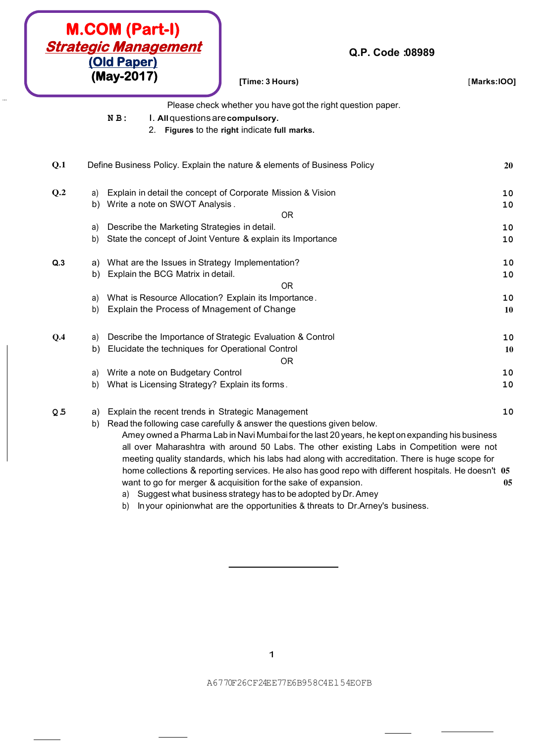# M.COM (Part-I)

## *Strategic Management*

**(Old Paper)**

**(May-2017)**

**Q.P. Code :08989**

**[Time: 3 Hours]** **[Marks:IOO]**

Please check whether you have got the right question paper.

**N B :** 
1. **All** questions are **compulsory.**
2. **Figures** to the **right** indicate **full marks.**

**Q.1** Define Business Policy. Explain the nature & elements of Business Policy **20**

**Q.2**
a) Explain in detail the concept of Corporate Mission & Vision **10**
b) Write a note on SWOT Analysis. **10**

OR

a) Describe the Marketing Strategies in detail. **10**
b) State the concept of Joint Venture & explain its Importance **10**

**Q.3**
a) What are the Issues in Strategy Implementation? **10**
b) Explain the BCG Matrix in detail. **10**

OR

a) What is Resource Allocation? Explain its Importance. **10**
b) Explain the Process of Mnagement of Change **10**

**Q.4**
a) Describe the Importance of Strategic Evaluation & Control **10**
b) Elucidate the techniques for Operational Control **10**

OR

a) Write a note on Budgetary Control **10**
b) What is Licensing Strategy? Explain its forms. **10**

**Q 5**
a) Explain the recent trends in Strategic Management **10**
b) Read the following case carefully & answer the questions given below.

Amey owned a Pharma Lab in Navi Mumbai for the last 20 years, he kept on expanding his business all over Maharashtra with around 50 Labs. The other existing Labs in Competition were not meeting quality standards, which his labs had along with accreditation. There is huge scope for home collections & reporting services. He also has good repo with different hospitals. He doesn't want to go for merger & acquisition for the sake of expansion.

a) Suggest what business strategy has to be adopted by Dr. Amey **05**
b) In your opinionwhat are the opportunities & threats to Dr.Arney's business. **05**

A6770F26CF24EE77E6B958C4E154EOFB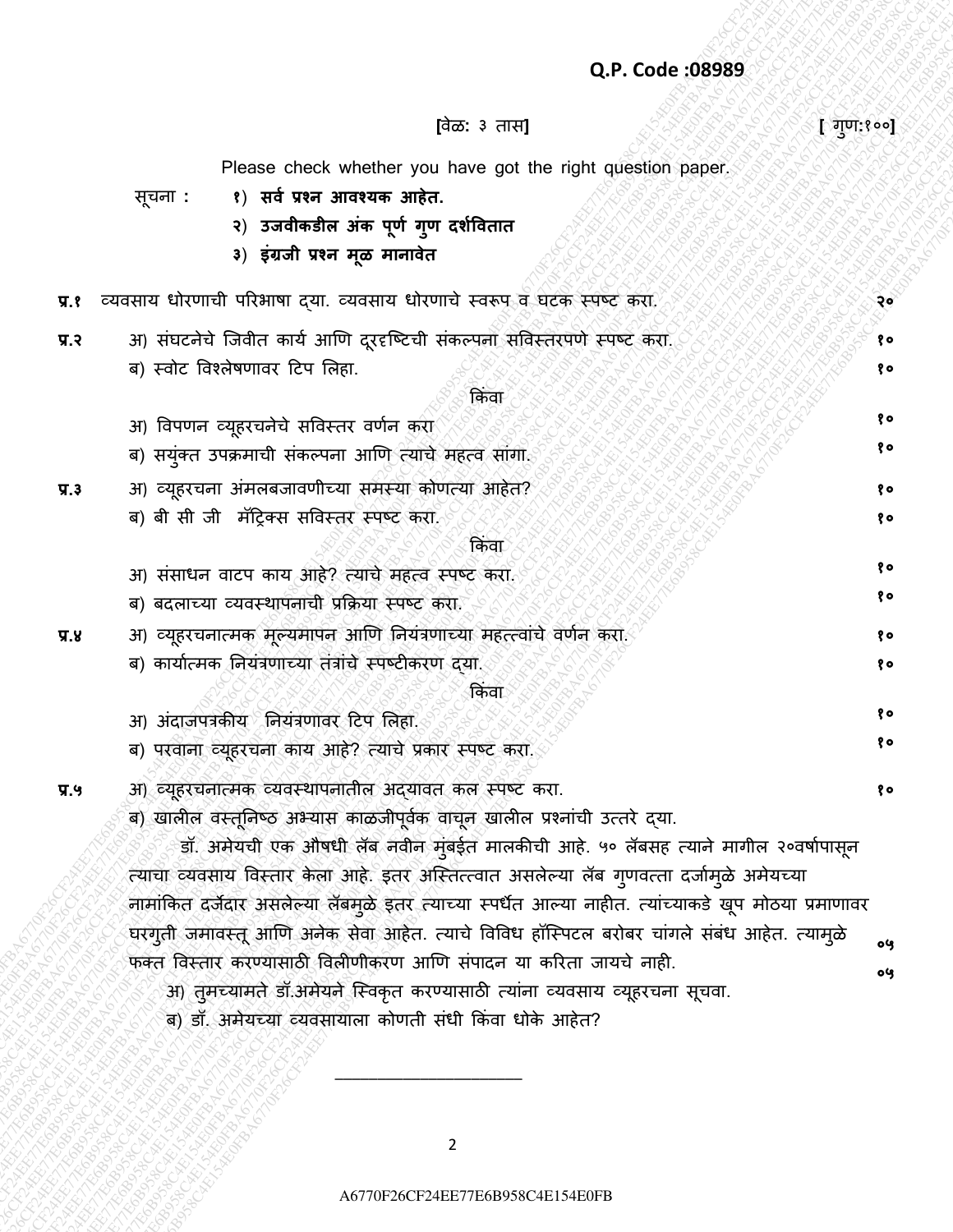**Q.P. Code :08989**

[वेळ: ३ तास] [ गुण:१००]

Please check whether you have got the right question paper.

सूचना :
1. **सर्व प्रश्न आवश्यक आहेत.**
2. **उजवीकडील अंक पूर्ण गुण दर्शवितात**
3. **इंग्रजी प्रश्न मूळ मानावेत**

| | | |
|---|---|---|
| **प्र.१** | व्यवसाय धोरणाची परिभाषा द्या. व्यवसाय धोरणाचे स्वरूप व घटक स्पष्ट करा. | २० |
| **प्र.२** | अ) संघटनेचे जिवीत कार्य आणि दूरदृष्टिची संकल्पना सविस्तरपणे स्पष्ट करा. | १० |
| | ब) स्वोट विश्लेषणावर टिप लिहा. | १० |
| | किंवा | |
| | अ) विपणन व्यूहरचनेचे सविस्तर वर्णन करा | १० |
| | ब) सयुंक्त उपक्रमाची संकल्पना आणि त्याचे महत्व सांगा. | १० |
| **प्र.३** | अ) व्यूहरचना अंमलबजावणीच्या समस्या कोणत्या आहेत? | १० |
| | ब) बी सी जी मॅट्रिक्स सविस्तर स्पष्ट करा. | १० |
| | किंवा | |
| | अ) संसाधन वाटप काय आहे? त्याचे महत्व स्पष्ट करा. | १० |
| | ब) बदलाच्या व्यवस्थापनाची प्रक्रिया स्पष्ट करा. | १० |
| **प्र.४** | अ) व्यूहरचनात्मक मूल्यमापन आणि नियंत्रणाच्या महत्त्वांचे वर्णन करा. | १० |
| | ब) कार्यात्मक नियंत्रणाच्या तंत्रांचे स्पष्टीकरण द्या. | १० |
| | किंवा | |
| | अ) अंदाजपत्रकीय नियंत्रणावर टिप लिहा. | १० |
| | ब) परवाना व्यूहरचना काय आहे? त्याचे प्रकार स्पष्ट करा. | १० |
| **प्र.५** | अ) व्यूहरचनात्मक व्यवस्थापनातील अद्यावत कल स्पष्ट करा. | १० |
| | ब) खालील वस्तूनिष्ठ अभ्यास काळजीपूर्वक वाचून खालील प्रश्नांची उत्तरे द्या. | |

डॉ. अमेयची एक औषधी लॅब नवीन मुंबईत मालकीची आहे. ५० लॅबसह त्याने मागील २०वर्षापासून त्याचा व्यवसाय विस्तार केला आहे. इतर अस्तित्वात असलेल्या लॅब गुणवत्ता दर्जामुळे अमेयच्या नामांकित दर्जेदार असलेल्या लॅबमुळे इतर त्याच्या स्पर्धेत आल्या नाहीत. त्यांच्याकडे खूप मोठया प्रमाणावर घरगुती जमावस्तू आणि अनेक सेवा आहेत. त्याचे विविध हॉस्पिटल बरोबर चांगले संबंध आहेत. त्यामुळे फक्त विस्तार करण्यासाठी विलीणीकरण आणि संपादन या करिता जायचे नाही.

| | |
|---|---|
| अ) तुमच्यामते डॉ.अमेयने स्विकृत करण्यासाठी त्यांना व्यवसाय व्यूहरचना सूचवा. | ०५ |
| ब) डॉ. अमेयच्या व्यवसायाला कोणती संधी किंवा धोके आहेत? | ०५ |

---